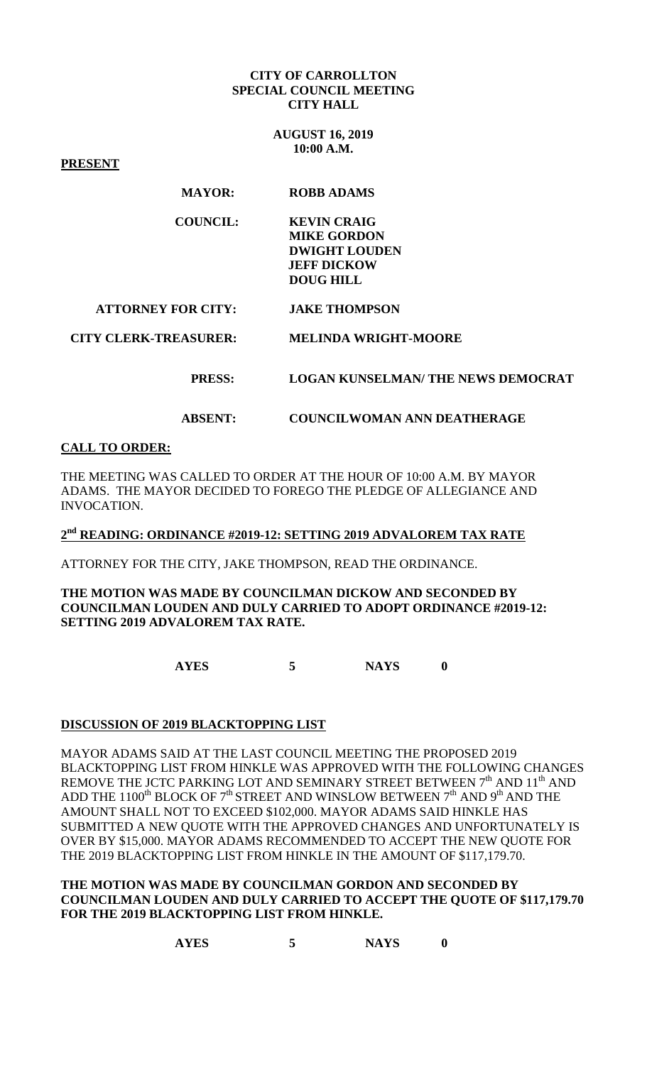# CITY OF CARROLLTON
## SPECIAL COUNCIL MEETING
## CITY HALL

**AUGUST 16, 2019**
**10:00 A.M.**

**PRESENT**

| | |
|---|---|
| **MAYOR:** | **ROBB ADAMS** |
| **COUNCIL:** | **KEVIN CRAIG**<br>**MIKE GORDON**<br>**DWIGHT LOUDEN**<br>**JEFF DICKOW**<br>**DOUG HILL** |
| **ATTORNEY FOR CITY:** | **JAKE THOMPSON** |
| **CITY CLERK-TREASURER:** | **MELINDA WRIGHT-MOORE** |
| **PRESS:** | **LOGAN KUNSELMAN/ THE NEWS DEMOCRAT** |
| **ABSENT:** | **COUNCILWOMAN ANN DEATHERAGE** |

**CALL TO ORDER:**

THE MEETING WAS CALLED TO ORDER AT THE HOUR OF 10:00 A.M. BY MAYOR ADAMS. THE MAYOR DECIDED TO FOREGO THE PLEDGE OF ALLEGIANCE AND INVOCATION.

**2nd READING: ORDINANCE #2019-12: SETTING 2019 ADVALOREM TAX RATE**

ATTORNEY FOR THE CITY, JAKE THOMPSON, READ THE ORDINANCE.

**THE MOTION WAS MADE BY COUNCILMAN DICKOW AND SECONDED BY COUNCILMAN LOUDEN AND DULY CARRIED TO ADOPT ORDINANCE #2019-12: SETTING 2019 ADVALOREM TAX RATE.**

**AYES 5 NAYS 0**

**DISCUSSION OF 2019 BLACKTOPPING LIST**

MAYOR ADAMS SAID AT THE LAST COUNCIL MEETING THE PROPOSED 2019 BLACKTOPPING LIST FROM HINKLE WAS APPROVED WITH THE FOLLOWING CHANGES REMOVE THE JCTC PARKING LOT AND SEMINARY STREET BETWEEN 7th AND 11th AND ADD THE 1100th BLOCK OF 7th STREET AND WINSLOW BETWEEN 7th AND 9th AND THE AMOUNT SHALL NOT TO EXCEED $102,000. MAYOR ADAMS SAID HINKLE HAS SUBMITTED A NEW QUOTE WITH THE APPROVED CHANGES AND UNFORTUNATELY IS OVER BY $15,000. MAYOR ADAMS RECOMMENDED TO ACCEPT THE NEW QUOTE FOR THE 2019 BLACKTOPPING LIST FROM HINKLE IN THE AMOUNT OF $117,179.70.

**THE MOTION WAS MADE BY COUNCILMAN GORDON AND SECONDED BY COUNCILMAN LOUDEN AND DULY CARRIED TO ACCEPT THE QUOTE OF $117,179.70 FOR THE 2019 BLACKTOPPING LIST FROM HINKLE.**

**AYES 5 NAYS 0**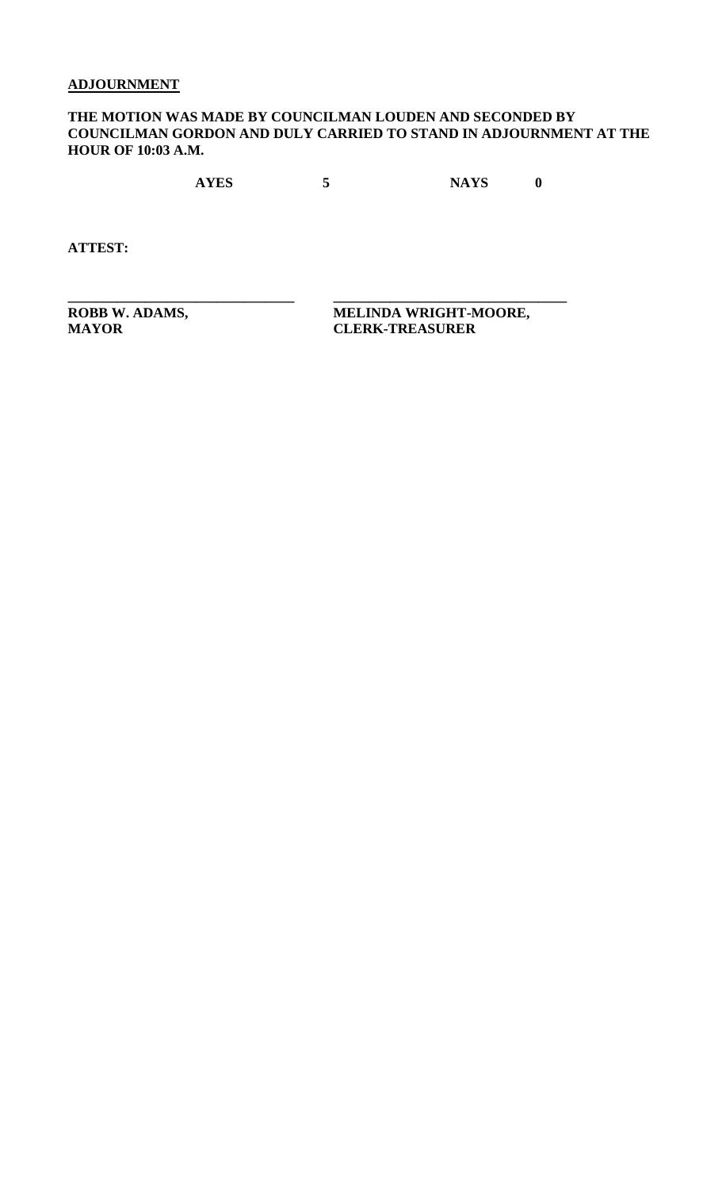**ADJOURNMENT**

**THE MOTION WAS MADE BY COUNCILMAN LOUDEN AND SECONDED BY COUNCILMAN GORDON AND DULY CARRIED TO STAND IN ADJOURNMENT AT THE HOUR OF 10:03 A.M.**

**AYES 5 NAYS 0**

**ATTEST:**

| | |
|---|---|
| **_______________________________** | **_______________________________** |
| **ROBB W. ADAMS,** | **MELINDA WRIGHT-MOORE,** |
| **MAYOR** | **CLERK-TREASURER** |